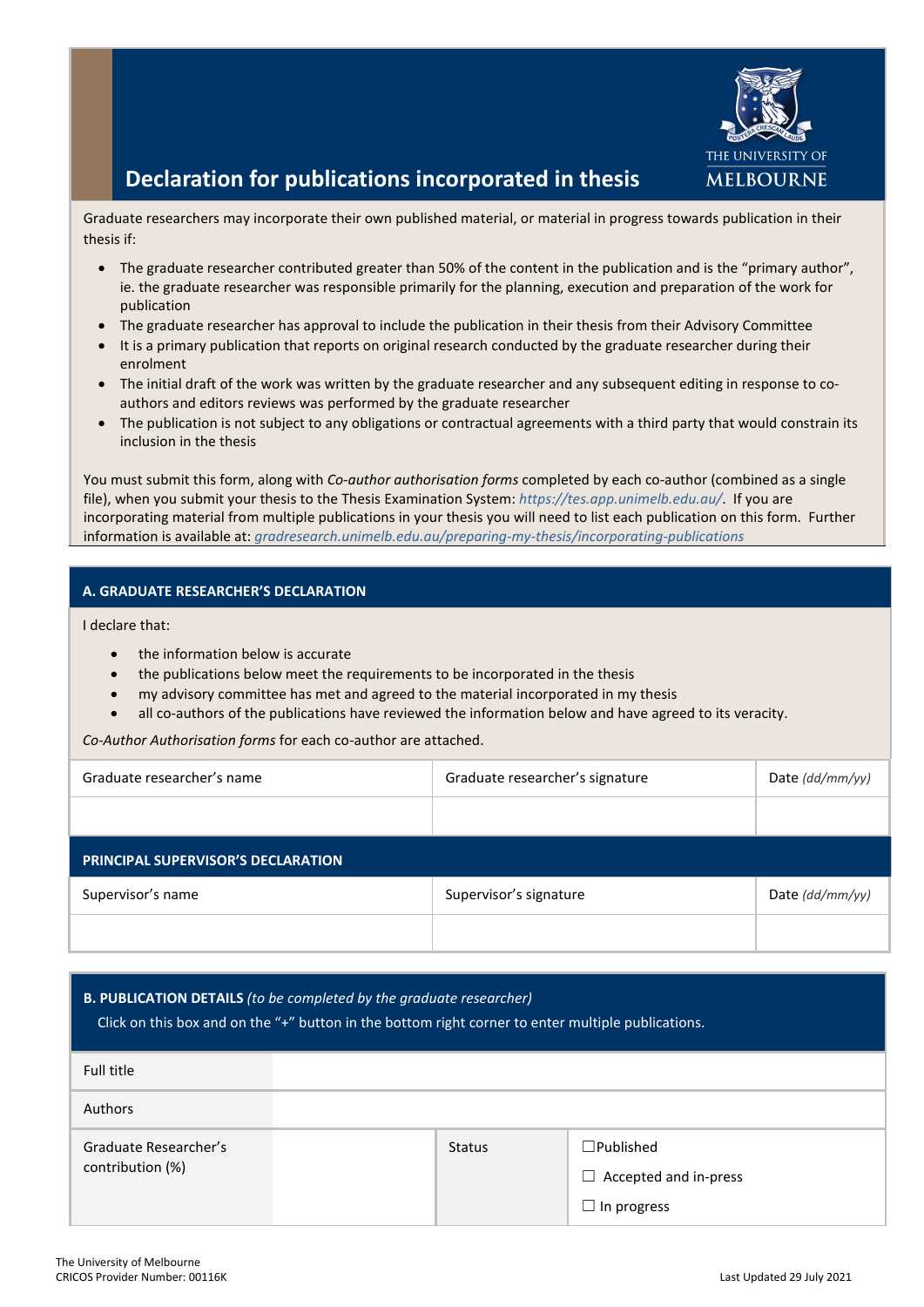# Declaration for publications incorporated in thesis

THE UNIVERSITY OF MELBOURNE

Graduate researchers may incorporate their own published material, or material in progress towards publication in their thesis if:

- The graduate researcher contributed greater than 50% of the content in the publication and is the "primary author", ie. the graduate researcher was responsible primarily for the planning, execution and preparation of the work for publication
- The graduate researcher has approval to include the publication in their thesis from their Advisory Committee
- It is a primary publication that reports on original research conducted by the graduate researcher during their enrolment
- The initial draft of the work was written by the graduate researcher and any subsequent editing in response to co-authors and editors reviews was performed by the graduate researcher
- The publication is not subject to any obligations or contractual agreements with a third party that would constrain its inclusion in the thesis

You must submit this form, along with *Co-author authorisation forms* completed by each co-author (combined as a single file), when you submit your thesis to the Thesis Examination System: *https://tes.app.unimelb.edu.au/*. If you are incorporating material from multiple publications in your thesis you will need to list each publication on this form. Further information is available at: *gradresearch.unimelb.edu.au/preparing-my-thesis/incorporating-publications*

## A. GRADUATE RESEARCHER'S DECLARATION

I declare that:

- the information below is accurate
- the publications below meet the requirements to be incorporated in the thesis
- my advisory committee has met and agreed to the material incorporated in my thesis
- all co-authors of the publications have reviewed the information below and have agreed to its veracity.

*Co-Author Authorisation forms* for each co-author are attached.

| Graduate researcher's name | Graduate researcher's signature | Date *(dd/mm/yy)* |
|---|---|---|
| | | |

## PRINCIPAL SUPERVISOR'S DECLARATION

| Supervisor's name | Supervisor's signature | Date *(dd/mm/yy)* |
|---|---|---|
| | | |

## B. PUBLICATION DETAILS *(to be completed by the graduate researcher)*

Click on this box and on the "+" button in the bottom right corner to enter multiple publications.

| Full title | | | |
|---|---|---|---|
| Authors | | | |
| Graduate Researcher's contribution (%) | | Status | ☐Published<br>☐ Accepted and in-press<br>☐ In progress |

The University of Melbourne
CRICOS Provider Number: 00116K

Last Updated 29 July 2021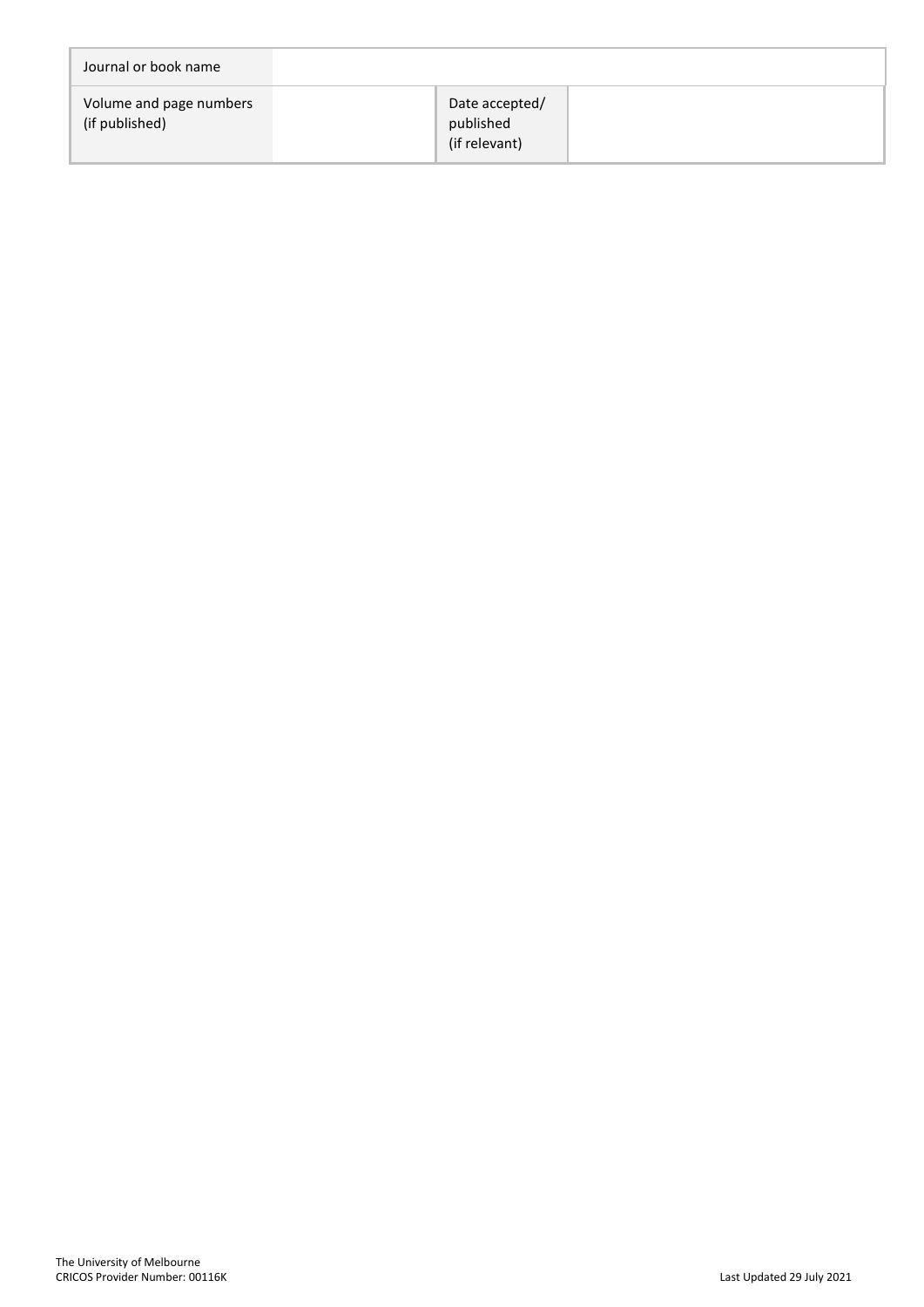| | | | |
|---|---|---|---|
| Journal or book name | | | |
| Volume and page numbers (if published) | | Date accepted/ published (if relevant) | |